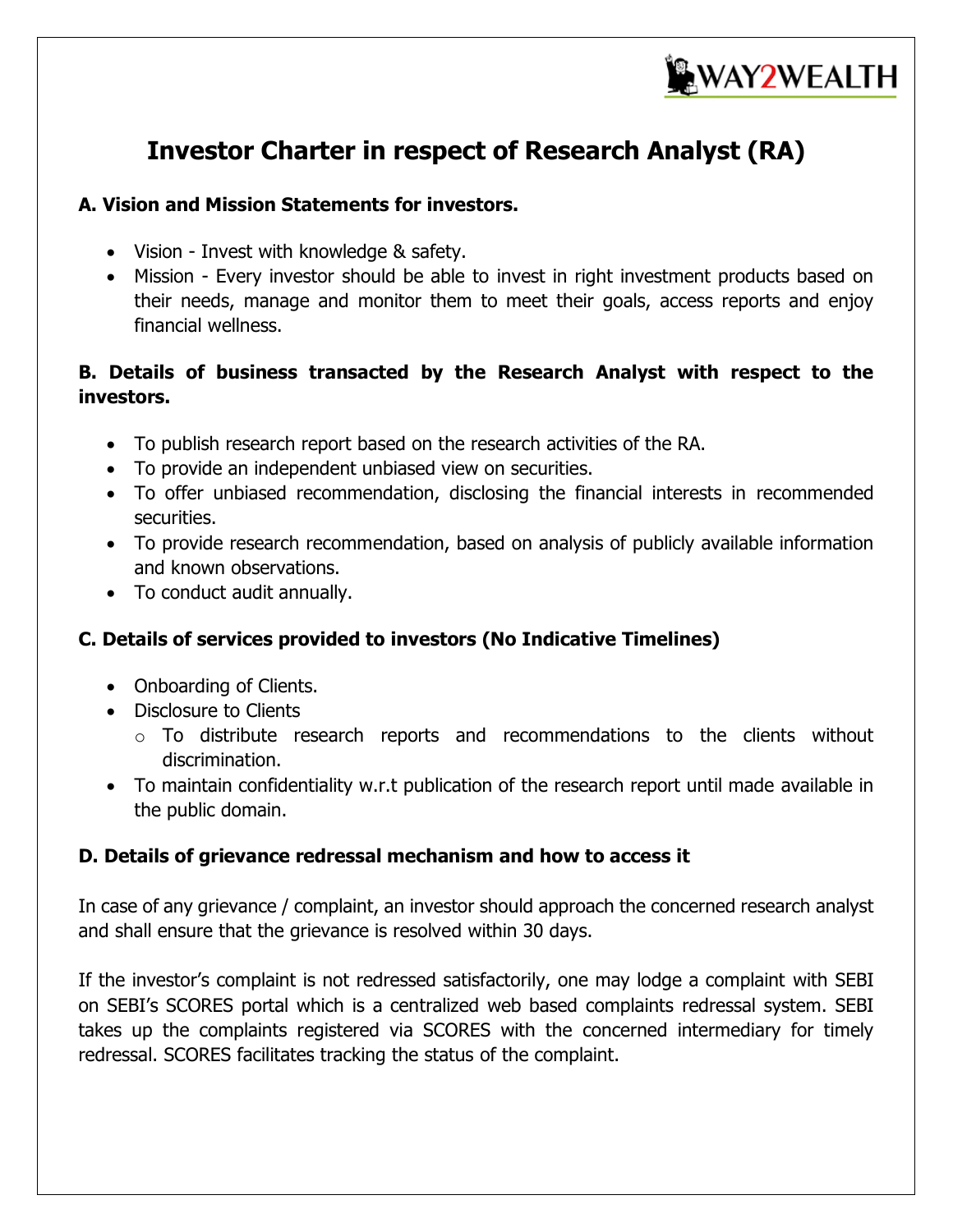# Investor Charter in respect of Research Analyst (RA)

### A. Vision and Mission Statements for investors.

- Vision - Invest with knowledge & safety.
- Mission - Every investor should be able to invest in right investment products based on their needs, manage and monitor them to meet their goals, access reports and enjoy financial wellness.

### B. Details of business transacted by the Research Analyst with respect to the investors.

- To publish research report based on the research activities of the RA.
- To provide an independent unbiased view on securities.
- To offer unbiased recommendation, disclosing the financial interests in recommended securities.
- To provide research recommendation, based on analysis of publicly available information and known observations.
- To conduct audit annually.

### C. Details of services provided to investors (No Indicative Timelines)

- Onboarding of Clients.
- Disclosure to Clients
  - To distribute research reports and recommendations to the clients without discrimination.
- To maintain confidentiality w.r.t publication of the research report until made available in the public domain.

### D. Details of grievance redressal mechanism and how to access it

In case of any grievance / complaint, an investor should approach the concerned research analyst and shall ensure that the grievance is resolved within 30 days.

If the investor's complaint is not redressed satisfactorily, one may lodge a complaint with SEBI on SEBI's SCORES portal which is a centralized web based complaints redressal system. SEBI takes up the complaints registered via SCORES with the concerned intermediary for timely redressal. SCORES facilitates tracking the status of the complaint.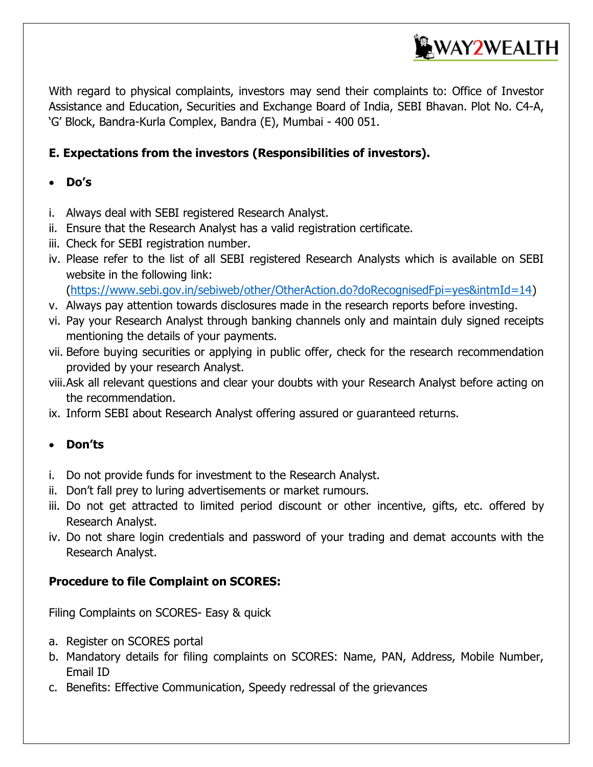With regard to physical complaints, investors may send their complaints to: Office of Investor Assistance and Education, Securities and Exchange Board of India, SEBI Bhavan. Plot No. C4-A, 'G' Block, Bandra-Kurla Complex, Bandra (E), Mumbai - 400 051.

**E. Expectations from the investors (Responsibilities of investors).**

- **Do's**

i. Always deal with SEBI registered Research Analyst.
ii. Ensure that the Research Analyst has a valid registration certificate.
iii. Check for SEBI registration number.
iv. Please refer to the list of all SEBI registered Research Analysts which is available on SEBI website in the following link: (https://www.sebi.gov.in/sebiweb/other/OtherAction.do?doRecognisedFpi=yes&intmId=14)
v. Always pay attention towards disclosures made in the research reports before investing.
vi. Pay your Research Analyst through banking channels only and maintain duly signed receipts mentioning the details of your payments.
vii. Before buying securities or applying in public offer, check for the research recommendation provided by your research Analyst.
viii. Ask all relevant questions and clear your doubts with your Research Analyst before acting on the recommendation.
ix. Inform SEBI about Research Analyst offering assured or guaranteed returns.

- **Don'ts**

i. Do not provide funds for investment to the Research Analyst.
ii. Don't fall prey to luring advertisements or market rumours.
iii. Do not get attracted to limited period discount or other incentive, gifts, etc. offered by Research Analyst.
iv. Do not share login credentials and password of your trading and demat accounts with the Research Analyst.

**Procedure to file Complaint on SCORES:**

Filing Complaints on SCORES- Easy & quick

a. Register on SCORES portal
b. Mandatory details for filing complaints on SCORES: Name, PAN, Address, Mobile Number, Email ID
c. Benefits: Effective Communication, Speedy redressal of the grievances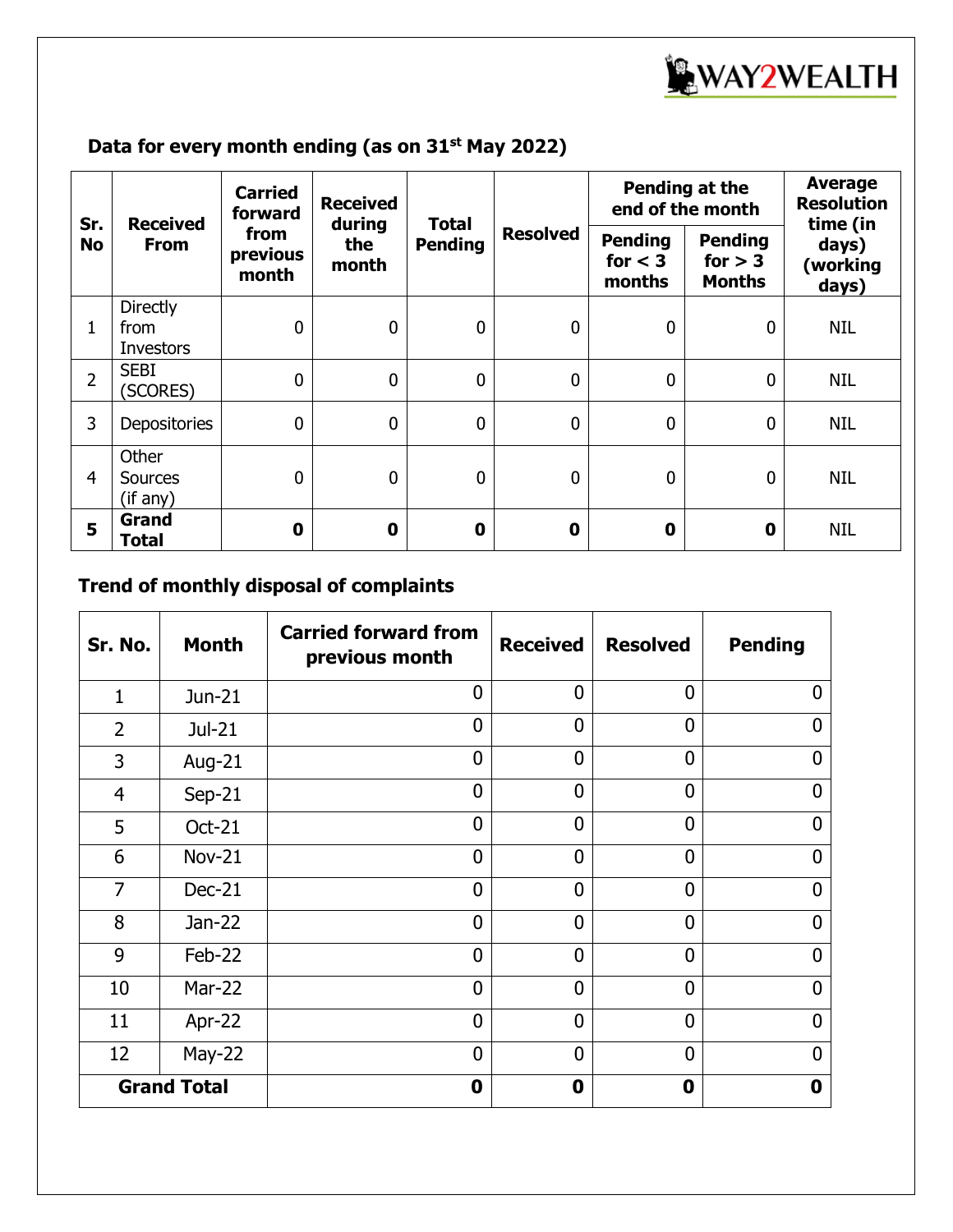WAY2WEALTH

### Data for every month ending (as on 31st May 2022)

| Sr. No | Received From | Carried forward from previous month | Received during the month | Total Pending | Resolved | Pending at the end of the month | | Average Resolution time (in days) (working days) |
|---|---|---|---|---|---|---|---|---|
| | | | | | | Pending for < 3 months | Pending for > 3 Months | |
| 1 | Directly from Investors | 0 | 0 | 0 | 0 | 0 | 0 | NIL |
| 2 | SEBI (SCORES) | 0 | 0 | 0 | 0 | 0 | 0 | NIL |
| 3 | Depositories | 0 | 0 | 0 | 0 | 0 | 0 | NIL |
| 4 | Other Sources (if any) | 0 | 0 | 0 | 0 | 0 | 0 | NIL |
| **5** | **Grand Total** | **0** | **0** | **0** | **0** | **0** | **0** | NIL |

### Trend of monthly disposal of complaints

| Sr. No. | Month | Carried forward from previous month | Received | Resolved | Pending |
|---|---|---|---|---|---|
| 1 | Jun-21 | 0 | 0 | 0 | 0 |
| 2 | Jul-21 | 0 | 0 | 0 | 0 |
| 3 | Aug-21 | 0 | 0 | 0 | 0 |
| 4 | Sep-21 | 0 | 0 | 0 | 0 |
| 5 | Oct-21 | 0 | 0 | 0 | 0 |
| 6 | Nov-21 | 0 | 0 | 0 | 0 |
| 7 | Dec-21 | 0 | 0 | 0 | 0 |
| 8 | Jan-22 | 0 | 0 | 0 | 0 |
| 9 | Feb-22 | 0 | 0 | 0 | 0 |
| 10 | Mar-22 | 0 | 0 | 0 | 0 |
| 11 | Apr-22 | 0 | 0 | 0 | 0 |
| 12 | May-22 | 0 | 0 | 0 | 0 |
| **Grand Total** | | **0** | **0** | **0** | **0** |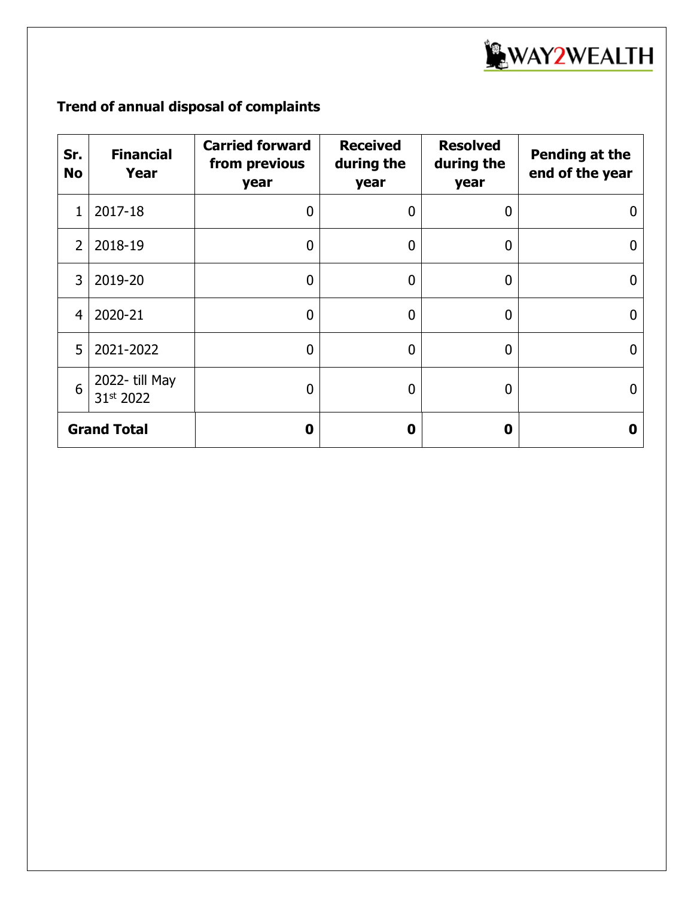## Trend of annual disposal of complaints

| Sr. No | Financial Year | Carried forward from previous year | Received during the year | Resolved during the year | Pending at the end of the year |
|---|---|---|---|---|---|
| 1 | 2017-18 | 0 | 0 | 0 | 0 |
| 2 | 2018-19 | 0 | 0 | 0 | 0 |
| 3 | 2019-20 | 0 | 0 | 0 | 0 |
| 4 | 2020-21 | 0 | 0 | 0 | 0 |
| 5 | 2021-2022 | 0 | 0 | 0 | 0 |
| 6 | 2022- till May 31st 2022 | 0 | 0 | 0 | 0 |
| **Grand Total** | | **0** | **0** | **0** | **0** |